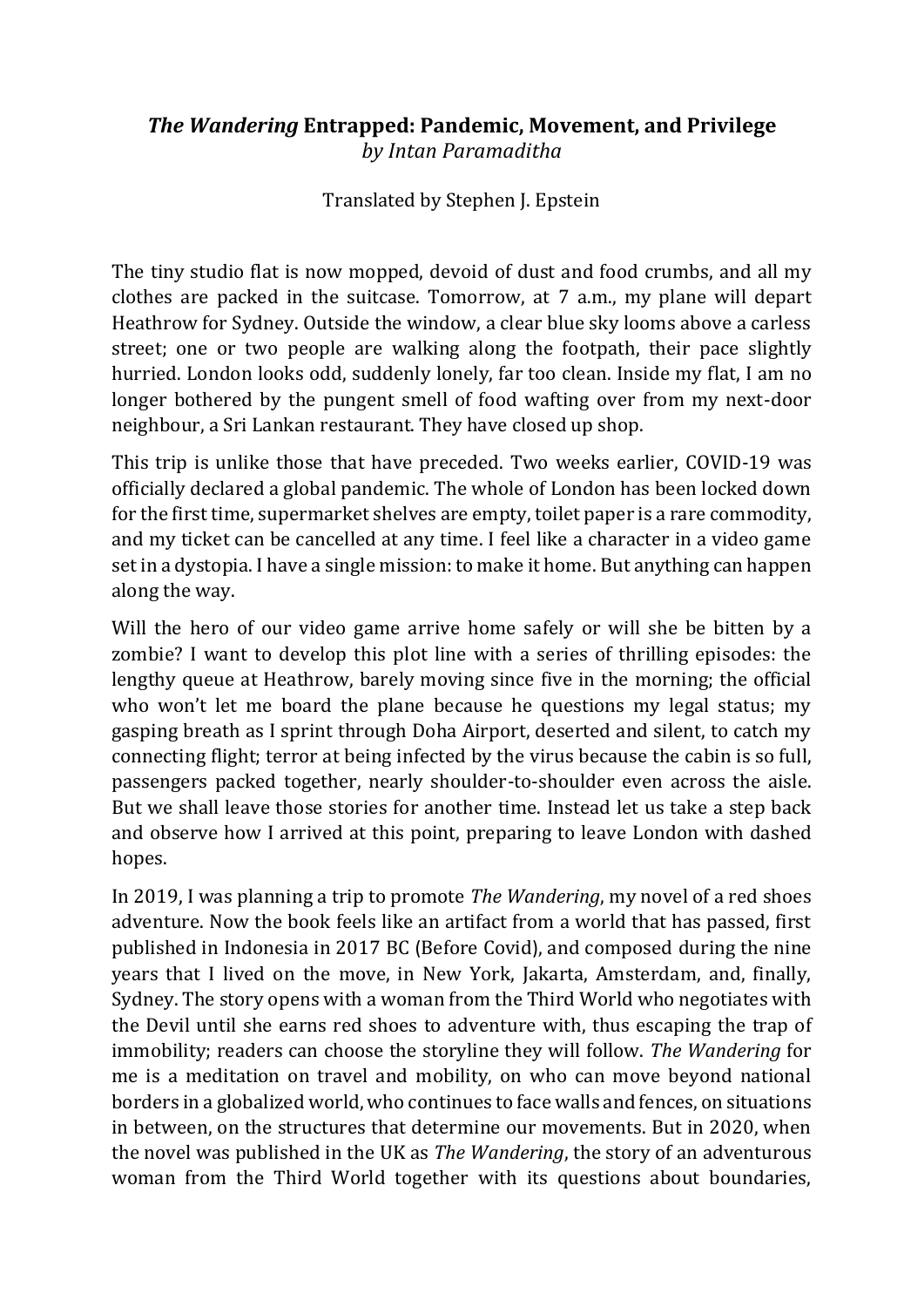# *The Wandering* Entrapped: Pandemic, Movement, and Privilege

*by Intan Paramaditha*

Translated by Stephen J. Epstein

The tiny studio flat is now mopped, devoid of dust and food crumbs, and all my clothes are packed in the suitcase. Tomorrow, at 7 a.m., my plane will depart Heathrow for Sydney. Outside the window, a clear blue sky looms above a carless street; one or two people are walking along the footpath, their pace slightly hurried. London looks odd, suddenly lonely, far too clean. Inside my flat, I am no longer bothered by the pungent smell of food wafting over from my next-door neighbour, a Sri Lankan restaurant. They have closed up shop.

This trip is unlike those that have preceded. Two weeks earlier, COVID-19 was officially declared a global pandemic. The whole of London has been locked down for the first time, supermarket shelves are empty, toilet paper is a rare commodity, and my ticket can be cancelled at any time. I feel like a character in a video game set in a dystopia. I have a single mission: to make it home. But anything can happen along the way.

Will the hero of our video game arrive home safely or will she be bitten by a zombie? I want to develop this plot line with a series of thrilling episodes: the lengthy queue at Heathrow, barely moving since five in the morning; the official who won't let me board the plane because he questions my legal status; my gasping breath as I sprint through Doha Airport, deserted and silent, to catch my connecting flight; terror at being infected by the virus because the cabin is so full, passengers packed together, nearly shoulder-to-shoulder even across the aisle. But we shall leave those stories for another time. Instead let us take a step back and observe how I arrived at this point, preparing to leave London with dashed hopes.

In 2019, I was planning a trip to promote *The Wandering*, my novel of a red shoes adventure. Now the book feels like an artifact from a world that has passed, first published in Indonesia in 2017 BC (Before Covid), and composed during the nine years that I lived on the move, in New York, Jakarta, Amsterdam, and, finally, Sydney. The story opens with a woman from the Third World who negotiates with the Devil until she earns red shoes to adventure with, thus escaping the trap of immobility; readers can choose the storyline they will follow. *The Wandering* for me is a meditation on travel and mobility, on who can move beyond national borders in a globalized world, who continues to face walls and fences, on situations in between, on the structures that determine our movements. But in 2020, when the novel was published in the UK as *The Wandering*, the story of an adventurous woman from the Third World together with its questions about boundaries,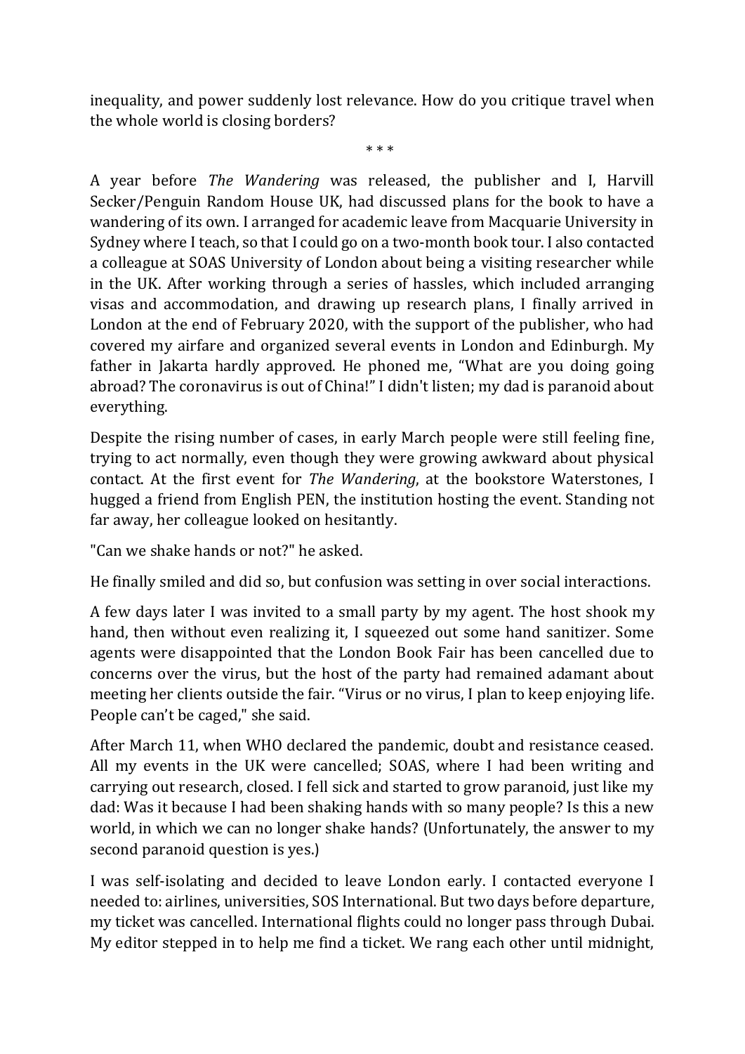inequality, and power suddenly lost relevance. How do you critique travel when the whole world is closing borders?

\* \* \*

A year before *The Wandering* was released, the publisher and I, Harvill Secker/Penguin Random House UK, had discussed plans for the book to have a wandering of its own. I arranged for academic leave from Macquarie University in Sydney where I teach, so that I could go on a two-month book tour. I also contacted a colleague at SOAS University of London about being a visiting researcher while in the UK. After working through a series of hassles, which included arranging visas and accommodation, and drawing up research plans, I finally arrived in London at the end of February 2020, with the support of the publisher, who had covered my airfare and organized several events in London and Edinburgh. My father in Jakarta hardly approved. He phoned me, "What are you doing going abroad? The coronavirus is out of China!" I didn't listen; my dad is paranoid about everything.

Despite the rising number of cases, in early March people were still feeling fine, trying to act normally, even though they were growing awkward about physical contact. At the first event for *The Wandering*, at the bookstore Waterstones, I hugged a friend from English PEN, the institution hosting the event. Standing not far away, her colleague looked on hesitantly.

"Can we shake hands or not?" he asked.

He finally smiled and did so, but confusion was setting in over social interactions.

A few days later I was invited to a small party by my agent. The host shook my hand, then without even realizing it, I squeezed out some hand sanitizer. Some agents were disappointed that the London Book Fair has been cancelled due to concerns over the virus, but the host of the party had remained adamant about meeting her clients outside the fair. "Virus or no virus, I plan to keep enjoying life. People can't be caged," she said.

After March 11, when WHO declared the pandemic, doubt and resistance ceased. All my events in the UK were cancelled; SOAS, where I had been writing and carrying out research, closed. I fell sick and started to grow paranoid, just like my dad: Was it because I had been shaking hands with so many people? Is this a new world, in which we can no longer shake hands? (Unfortunately, the answer to my second paranoid question is yes.)

I was self-isolating and decided to leave London early. I contacted everyone I needed to: airlines, universities, SOS International. But two days before departure, my ticket was cancelled. International flights could no longer pass through Dubai. My editor stepped in to help me find a ticket. We rang each other until midnight,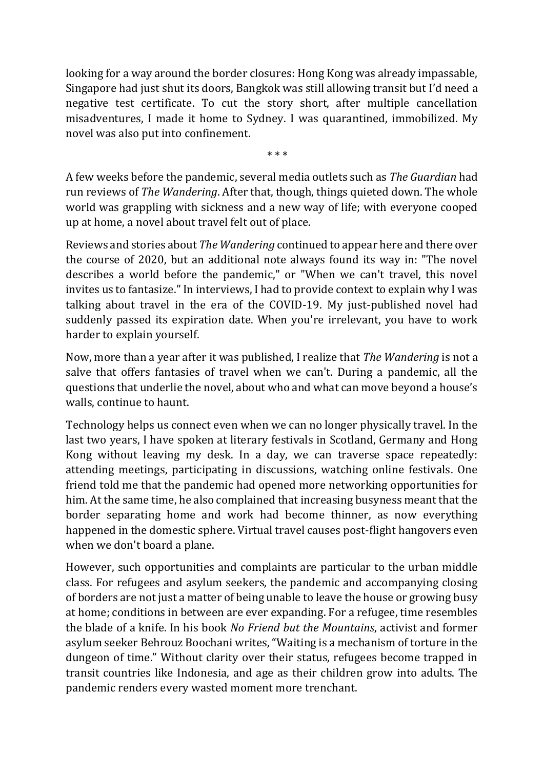looking for a way around the border closures: Hong Kong was already impassable, Singapore had just shut its doors, Bangkok was still allowing transit but I'd need a negative test certificate. To cut the story short, after multiple cancellation misadventures, I made it home to Sydney. I was quarantined, immobilized. My novel was also put into confinement.

\* \* \*

A few weeks before the pandemic, several media outlets such as *The Guardian* had run reviews of *The Wandering*. After that, though, things quieted down. The whole world was grappling with sickness and a new way of life; with everyone cooped up at home, a novel about travel felt out of place.

Reviews and stories about *The Wandering* continued to appear here and there over the course of 2020, but an additional note always found its way in: "The novel describes a world before the pandemic," or "When we can't travel, this novel invites us to fantasize." In interviews, I had to provide context to explain why I was talking about travel in the era of the COVID-19. My just-published novel had suddenly passed its expiration date. When you're irrelevant, you have to work harder to explain yourself.

Now, more than a year after it was published, I realize that *The Wandering* is not a salve that offers fantasies of travel when we can't. During a pandemic, all the questions that underlie the novel, about who and what can move beyond a house's walls, continue to haunt.

Technology helps us connect even when we can no longer physically travel. In the last two years, I have spoken at literary festivals in Scotland, Germany and Hong Kong without leaving my desk. In a day, we can traverse space repeatedly: attending meetings, participating in discussions, watching online festivals. One friend told me that the pandemic had opened more networking opportunities for him. At the same time, he also complained that increasing busyness meant that the border separating home and work had become thinner, as now everything happened in the domestic sphere. Virtual travel causes post-flight hangovers even when we don't board a plane.

However, such opportunities and complaints are particular to the urban middle class. For refugees and asylum seekers, the pandemic and accompanying closing of borders are not just a matter of being unable to leave the house or growing busy at home; conditions in between are ever expanding. For a refugee, time resembles the blade of a knife. In his book *No Friend but the Mountains*, activist and former asylum seeker Behrouz Boochani writes, "Waiting is a mechanism of torture in the dungeon of time." Without clarity over their status, refugees become trapped in transit countries like Indonesia, and age as their children grow into adults. The pandemic renders every wasted moment more trenchant.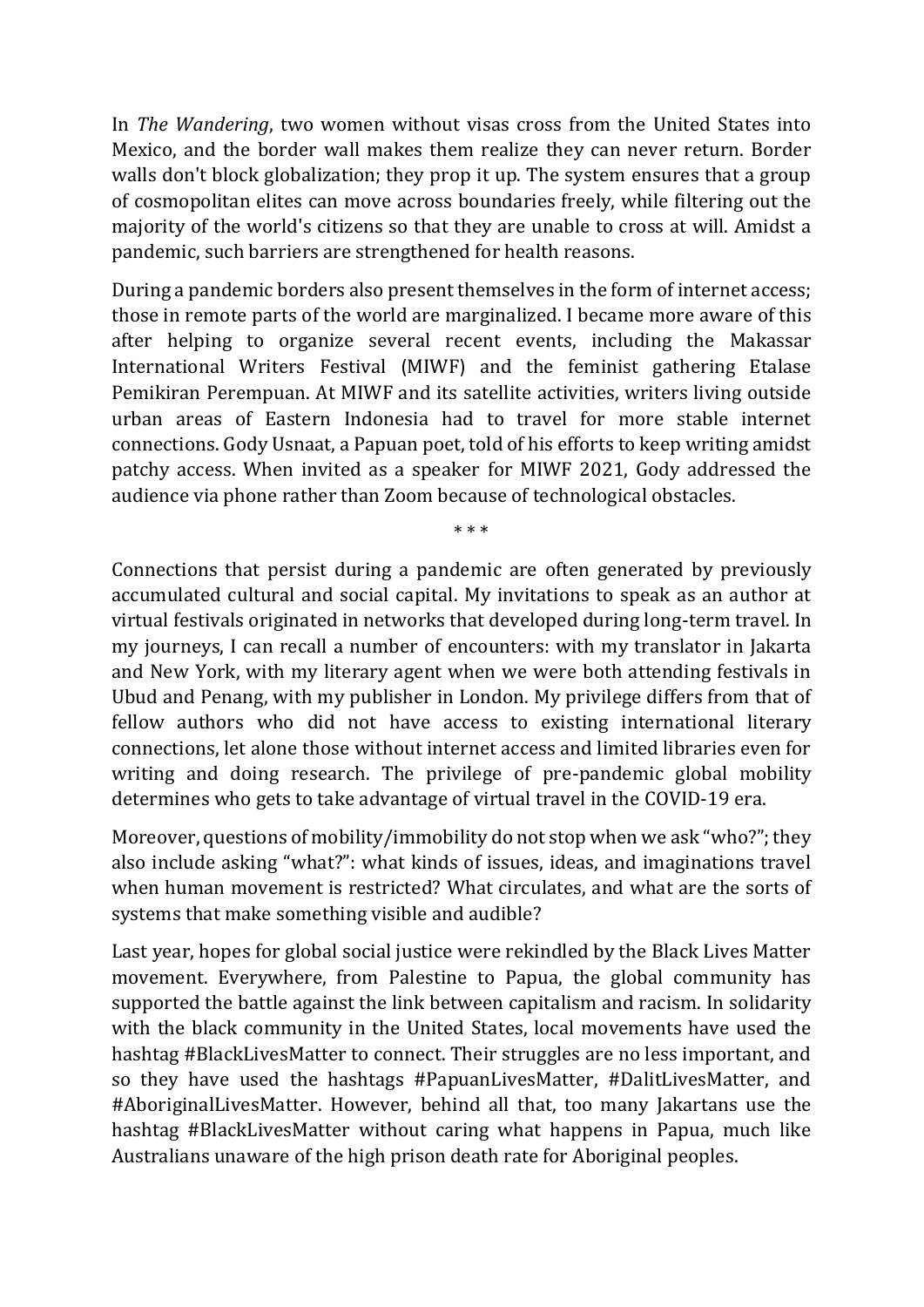In *The Wandering*, two women without visas cross from the United States into Mexico, and the border wall makes them realize they can never return. Border walls don't block globalization; they prop it up. The system ensures that a group of cosmopolitan elites can move across boundaries freely, while filtering out the majority of the world's citizens so that they are unable to cross at will. Amidst a pandemic, such barriers are strengthened for health reasons.

During a pandemic borders also present themselves in the form of internet access; those in remote parts of the world are marginalized. I became more aware of this after helping to organize several recent events, including the Makassar International Writers Festival (MIWF) and the feminist gathering Etalase Pemikiran Perempuan. At MIWF and its satellite activities, writers living outside urban areas of Eastern Indonesia had to travel for more stable internet connections. Gody Usnaat, a Papuan poet, told of his efforts to keep writing amidst patchy access. When invited as a speaker for MIWF 2021, Gody addressed the audience via phone rather than Zoom because of technological obstacles.

\* \* \*

Connections that persist during a pandemic are often generated by previously accumulated cultural and social capital. My invitations to speak as an author at virtual festivals originated in networks that developed during long-term travel. In my journeys, I can recall a number of encounters: with my translator in Jakarta and New York, with my literary agent when we were both attending festivals in Ubud and Penang, with my publisher in London. My privilege differs from that of fellow authors who did not have access to existing international literary connections, let alone those without internet access and limited libraries even for writing and doing research. The privilege of pre-pandemic global mobility determines who gets to take advantage of virtual travel in the COVID-19 era.

Moreover, questions of mobility/immobility do not stop when we ask "who?"; they also include asking "what?": what kinds of issues, ideas, and imaginations travel when human movement is restricted? What circulates, and what are the sorts of systems that make something visible and audible?

Last year, hopes for global social justice were rekindled by the Black Lives Matter movement. Everywhere, from Palestine to Papua, the global community has supported the battle against the link between capitalism and racism. In solidarity with the black community in the United States, local movements have used the hashtag #BlackLivesMatter to connect. Their struggles are no less important, and so they have used the hashtags #PapuanLivesMatter, #DalitLivesMatter, and #AboriginalLivesMatter. However, behind all that, too many Jakartans use the hashtag #BlackLivesMatter without caring what happens in Papua, much like Australians unaware of the high prison death rate for Aboriginal peoples.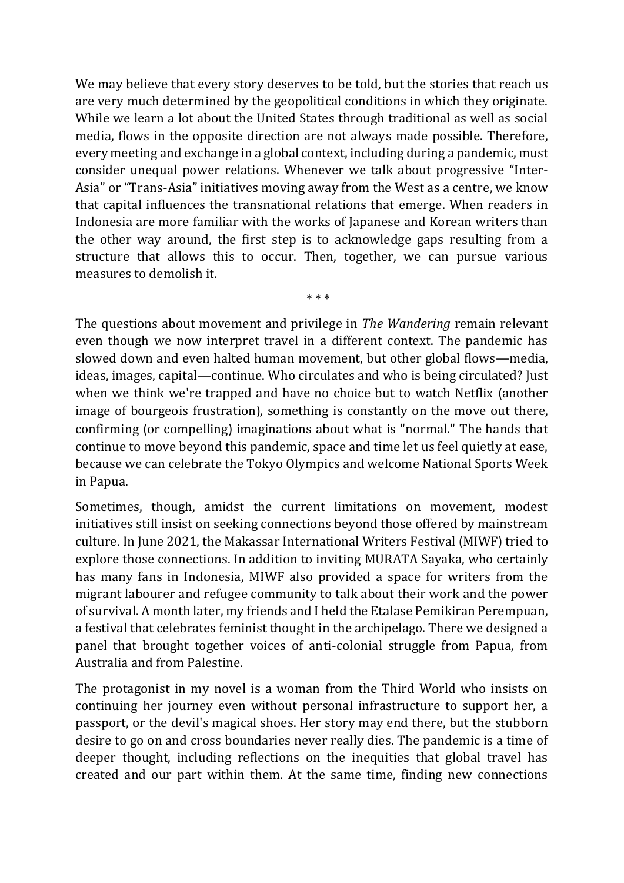We may believe that every story deserves to be told, but the stories that reach us are very much determined by the geopolitical conditions in which they originate. While we learn a lot about the United States through traditional as well as social media, flows in the opposite direction are not always made possible. Therefore, every meeting and exchange in a global context, including during a pandemic, must consider unequal power relations. Whenever we talk about progressive "Inter-Asia" or "Trans-Asia" initiatives moving away from the West as a centre, we know that capital influences the transnational relations that emerge. When readers in Indonesia are more familiar with the works of Japanese and Korean writers than the other way around, the first step is to acknowledge gaps resulting from a structure that allows this to occur. Then, together, we can pursue various measures to demolish it.

\* \* \*

The questions about movement and privilege in *The Wandering* remain relevant even though we now interpret travel in a different context. The pandemic has slowed down and even halted human movement, but other global flows—media, ideas, images, capital—continue. Who circulates and who is being circulated? Just when we think we're trapped and have no choice but to watch Netflix (another image of bourgeois frustration), something is constantly on the move out there, confirming (or compelling) imaginations about what is "normal." The hands that continue to move beyond this pandemic, space and time let us feel quietly at ease, because we can celebrate the Tokyo Olympics and welcome National Sports Week in Papua.

Sometimes, though, amidst the current limitations on movement, modest initiatives still insist on seeking connections beyond those offered by mainstream culture. In June 2021, the Makassar International Writers Festival (MIWF) tried to explore those connections. In addition to inviting MURATA Sayaka, who certainly has many fans in Indonesia, MIWF also provided a space for writers from the migrant labourer and refugee community to talk about their work and the power of survival. A month later, my friends and I held the Etalase Pemikiran Perempuan, a festival that celebrates feminist thought in the archipelago. There we designed a panel that brought together voices of anti-colonial struggle from Papua, from Australia and from Palestine.

The protagonist in my novel is a woman from the Third World who insists on continuing her journey even without personal infrastructure to support her, a passport, or the devil's magical shoes. Her story may end there, but the stubborn desire to go on and cross boundaries never really dies. The pandemic is a time of deeper thought, including reflections on the inequities that global travel has created and our part within them. At the same time, finding new connections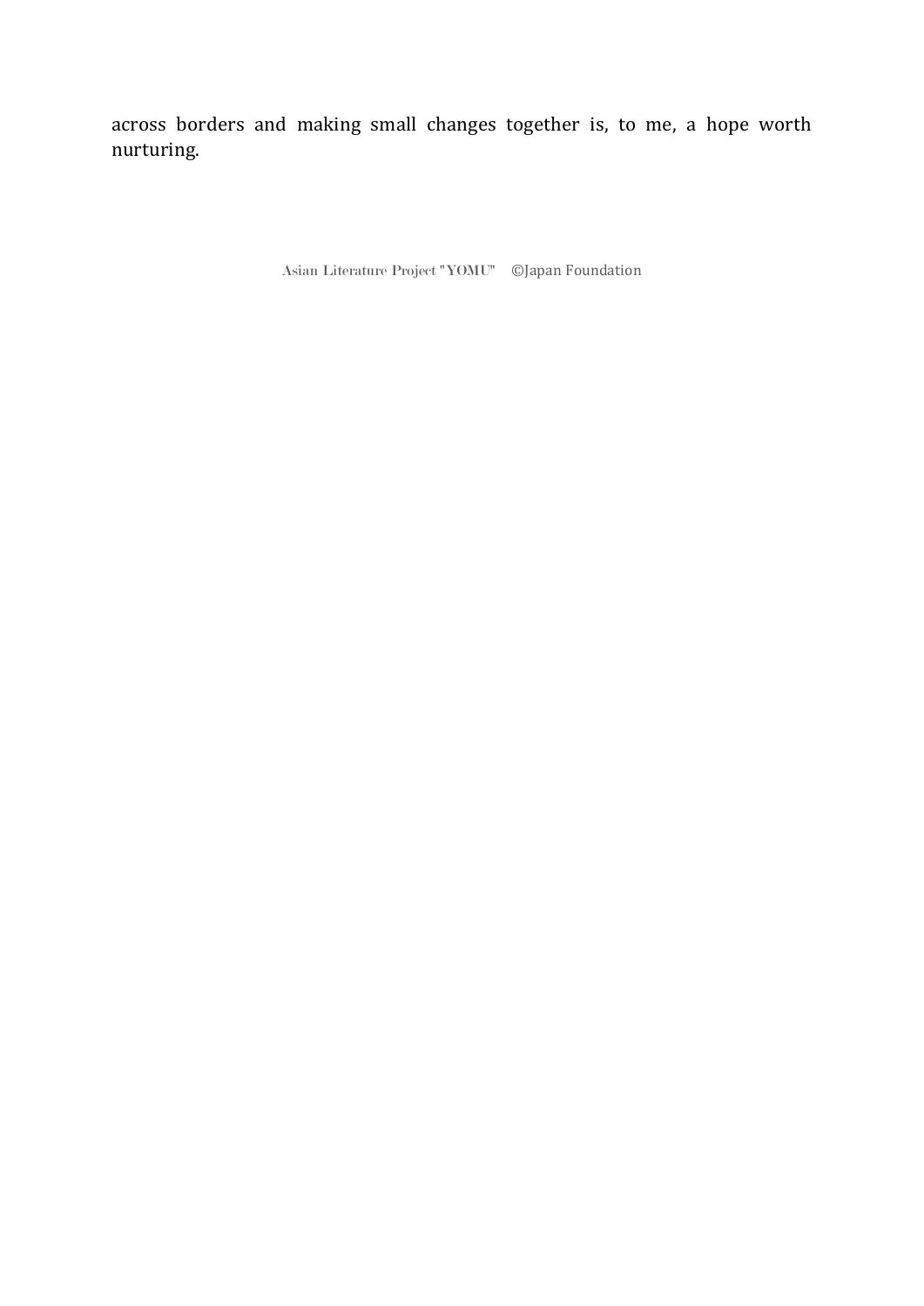across borders and making small changes together is, to me, a hope worth nurturing.

Asian Literature Project "YOMU" ©Japan Foundation